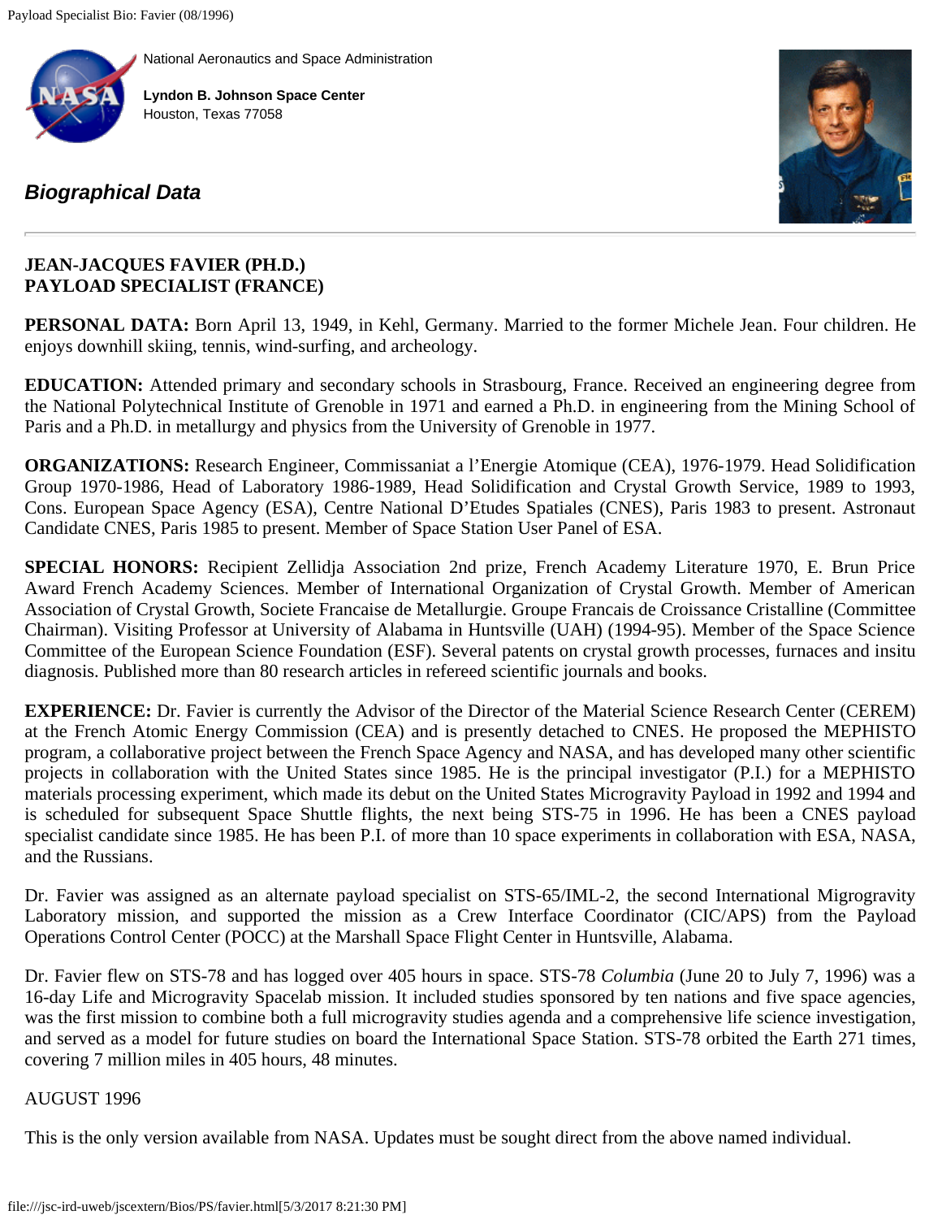National Aeronautics and Space Administration

**Lyndon B. Johnson Space Center**
Houston, Texas 77058

## *Biographical Data*

---

**JEAN-JACQUES FAVIER (PH.D.)**
**PAYLOAD SPECIALIST (FRANCE)**

**PERSONAL DATA:** Born April 13, 1949, in Kehl, Germany. Married to the former Michele Jean. Four children. He enjoys downhill skiing, tennis, wind-surfing, and archeology.

**EDUCATION:** Attended primary and secondary schools in Strasbourg, France. Received an engineering degree from the National Polytechnical Institute of Grenoble in 1971 and earned a Ph.D. in engineering from the Mining School of Paris and a Ph.D. in metallurgy and physics from the University of Grenoble in 1977.

**ORGANIZATIONS:** Research Engineer, Commissaniat a l'Energie Atomique (CEA), 1976-1979. Head Solidification Group 1970-1986, Head of Laboratory 1986-1989, Head Solidification and Crystal Growth Service, 1989 to 1993, Cons. European Space Agency (ESA), Centre National D'Etudes Spatiales (CNES), Paris 1983 to present. Astronaut Candidate CNES, Paris 1985 to present. Member of Space Station User Panel of ESA.

**SPECIAL HONORS:** Recipient Zellidja Association 2nd prize, French Academy Literature 1970, E. Brun Price Award French Academy Sciences. Member of International Organization of Crystal Growth. Member of American Association of Crystal Growth, Societe Francaise de Metallurgie. Groupe Francais de Croissance Cristalline (Committee Chairman). Visiting Professor at University of Alabama in Huntsville (UAH) (1994-95). Member of the Space Science Committee of the European Science Foundation (ESF). Several patents on crystal growth processes, furnaces and insitu diagnosis. Published more than 80 research articles in refereed scientific journals and books.

**EXPERIENCE:** Dr. Favier is currently the Advisor of the Director of the Material Science Research Center (CEREM) at the French Atomic Energy Commission (CEA) and is presently detached to CNES. He proposed the MEPHISTO program, a collaborative project between the French Space Agency and NASA, and has developed many other scientific projects in collaboration with the United States since 1985. He is the principal investigator (P.I.) for a MEPHISTO materials processing experiment, which made its debut on the United States Microgravity Payload in 1992 and 1994 and is scheduled for subsequent Space Shuttle flights, the next being STS-75 in 1996. He has been a CNES payload specialist candidate since 1985. He has been P.I. of more than 10 space experiments in collaboration with ESA, NASA, and the Russians.

Dr. Favier was assigned as an alternate payload specialist on STS-65/IML-2, the second International Migrogravity Laboratory mission, and supported the mission as a Crew Interface Coordinator (CIC/APS) from the Payload Operations Control Center (POCC) at the Marshall Space Flight Center in Huntsville, Alabama.

Dr. Favier flew on STS-78 and has logged over 405 hours in space. STS-78 *Columbia* (June 20 to July 7, 1996) was a 16-day Life and Microgravity Spacelab mission. It included studies sponsored by ten nations and five space agencies, was the first mission to combine both a full microgravity studies agenda and a comprehensive life science investigation, and served as a model for future studies on board the International Space Station. STS-78 orbited the Earth 271 times, covering 7 million miles in 405 hours, 48 minutes.

AUGUST 1996

This is the only version available from NASA. Updates must be sought direct from the above named individual.